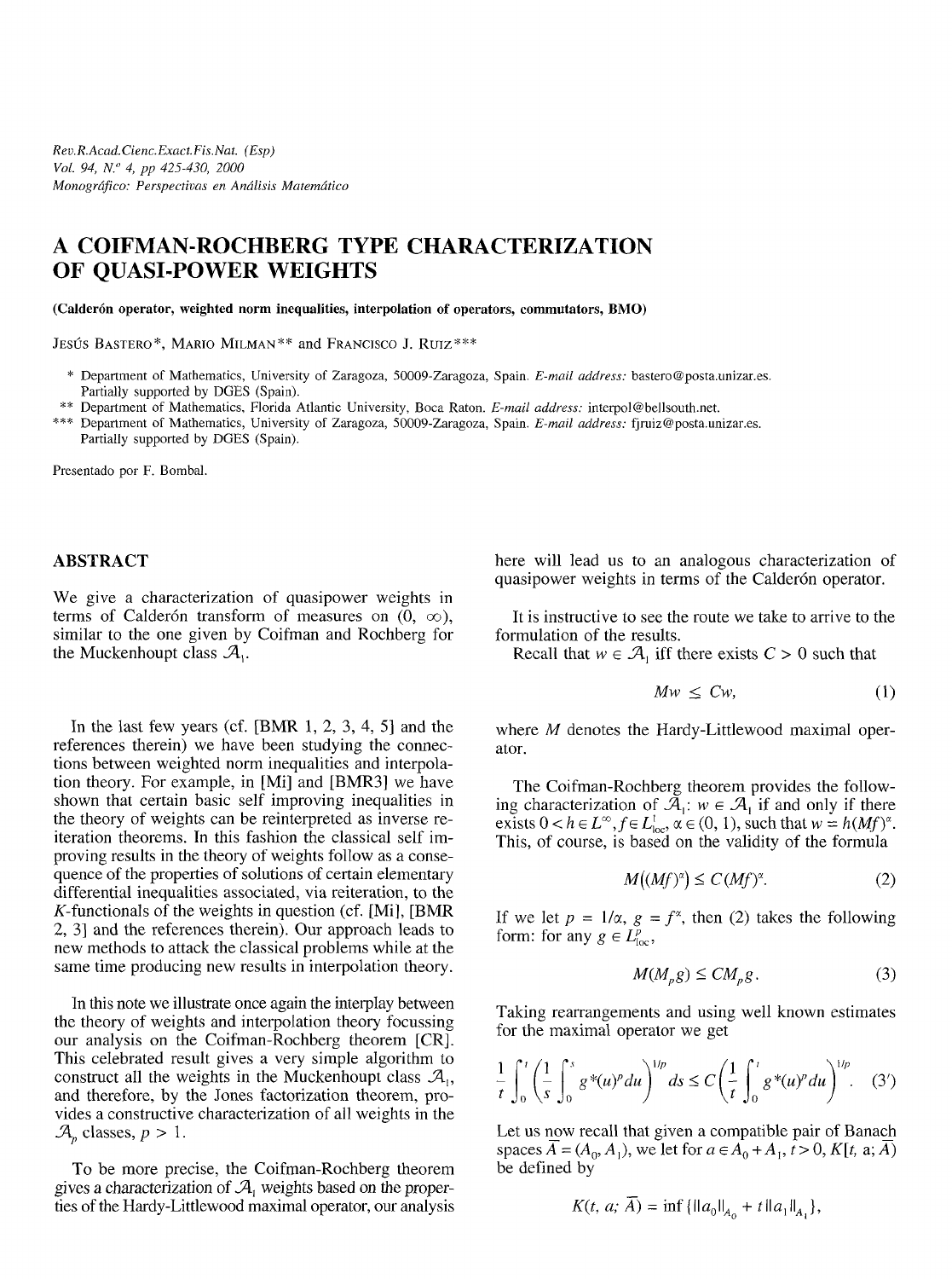*Rev.R.Acad.Cienc.Exact.Fis.Nat. (Esp)*
*Vol. 94, N.º 4, pp 425-430, 2000*
*Monográfico: Perspectivas en Análisis Matemático*

# A COIFMAN-ROCHBERG TYPE CHARACTERIZATION OF QUASI-POWER WEIGHTS

**(Calderón operator, weighted norm inequalities, interpolation of operators, commutators, BMO)**

JESÚS BASTERO*, MARIO MILMAN** and FRANCISCO J. RUIZ***

\* Department of Mathematics, University of Zaragoza, 50009-Zaragoza, Spain. *E-mail address:* bastero@posta.unizar.es. Partially supported by DGES (Spain).

\*\* Department of Mathematics, Florida Atlantic University, Boca Raton. *E-mail address:* interpol@bellsouth.net.

\*\*\* Department of Mathematics, University of Zaragoza, 50009-Zaragoza, Spain. *E-mail address:* fjruiz@posta.unizar.es. Partially supported by DGES (Spain).

Presentado por F. Bombal.

## ABSTRACT

We give a characterization of quasipower weights in terms of Calderón transform of measures on $(0, \infty)$, similar to the one given by Coifman and Rochberg for the Muckenhoupt class $\mathcal{A}_1$.

In the last few years (cf. [BMR 1, 2, 3, 4, 5] and the references therein) we have been studying the connections between weighted norm inequalities and interpolation theory. For example, in [Mi] and [BMR3] we have shown that certain basic self improving inequalities in the theory of weights can be reinterpreted as inverse reiteration theorems. In this fashion the classical self improving results in the theory of weights follow as a consequence of the properties of solutions of certain elementary differential inequalities associated, via reiteration, to the $K$-functionals of the weights in question (cf. [Mi], [BMR 2, 3] and the references therein). Our approach leads to new methods to attack the classical problems while at the same time producing new results in interpolation theory.

In this note we illustrate once again the interplay between the theory of weights and interpolation theory focussing our analysis on the Coifman-Rochberg theorem [CR]. This celebrated result gives a very simple algorithm to construct all the weights in the Muckenhoupt class $\mathcal{A}_1$, and therefore, by the Jones factorization theorem, provides a constructive characterization of all weights in the $\mathcal{A}_p$ classes, $p > 1$.

To be more precise, the Coifman-Rochberg theorem gives a characterization of $\mathcal{A}_1$ weights based on the properties of the Hardy-Littlewood maximal operator, our analysis here will lead us to an analogous characterization of quasipower weights in terms of the Calderón operator.

It is instructive to see the route we take to arrive to the formulation of the results.

Recall that $w \in \mathcal{A}_1$ iff there exists $C > 0$ such that

$$Mw \leq Cw, \tag{1}$$

where $M$ denotes the Hardy-Littlewood maximal operator.

The Coifman-Rochberg theorem provides the following characterization of $\mathcal{A}_1$: $w \in \mathcal{A}_1$ if and only if there exists $0 < h \in L^\infty, f \in L^1_{\text{loc}}, \alpha \in (0, 1)$, such that $w = h(Mf)^\alpha$. This, of course, is based on the validity of the formula

$$M\big((Mf)^\alpha\big) \leq C(Mf)^\alpha. \tag{2}$$

If we let $p = 1/\alpha$, $g = f^\alpha$, then (2) takes the following form: for any $g \in L^p_{\text{loc}}$,

$$M(M_p g) \leq CM_p g. \tag{3}$$

Taking rearrangements and using well known estimates for the maximal operator we get

$$\frac{1}{t}\int_0^t \left(\frac{1}{s}\int_0^s g^*(u)^p du\right)^{1/p} ds \leq C\left(\frac{1}{t}\int_0^t g^*(u)^p du\right)^{1/p}. \tag{3'}$$

Let us now recall that given a compatible pair of Banach spaces $\bar{A} = (A_0, A_1)$, we let for $a \in A_0 + A_1$, $t > 0$, $K[t, a; \bar{A})$ be defined by

$$K(t, a; \bar{A}) = \inf\{\|a_0\|_{A_0} + t\|a_1\|_{A_1}\},$$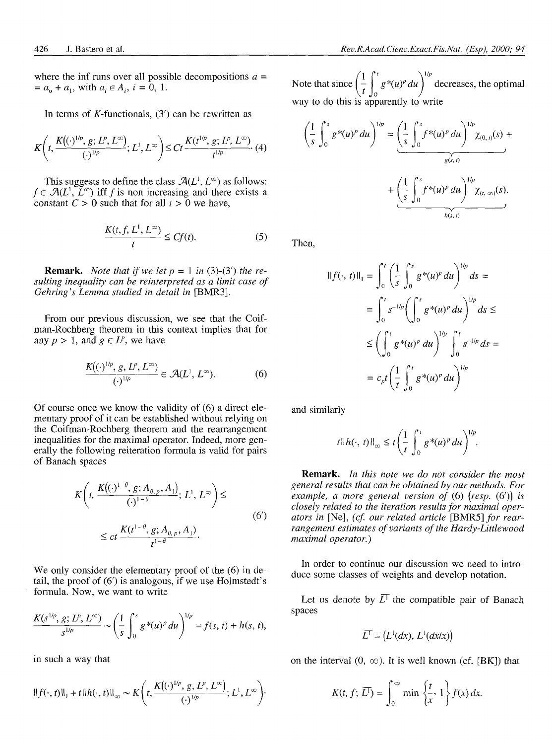where the inf runs over all possible decompositions $a = a_0 + a_1$, with $a_i \in A_i$, $i = 0, 1$.

In terms of $K$-functionals, (3') can be rewritten as

$$K\left(t, \frac{K((\cdot)^{1/p}, g; L^p, L^\infty)}{(\cdot)^{1/p}}; L^1, L^\infty\right) \leq Ct \frac{K(t^{1/p}, g; L^p, L^\infty)}{t^{1/p}}. \quad (4)$$

This suggests to define the class $\mathcal{A}(L^1, L^\infty)$ as follows: $f \in \mathcal{A}(L^1, L^\infty)$ iff $f$ is non increasing and there exists a constant $C > 0$ such that for all $t > 0$ we have,

$$\frac{K(t, f, L^1, L^\infty)}{t} \leq Cf(t). \quad (5)$$

**Remark.** *Note that if we let $p = 1$ in (3)-(3') the resulting inequality can be reinterpreted as a limit case of Gehring's Lemma studied in detail in* [BMR3].

From our previous discussion, we see that the Coifman-Rochberg theorem in this context implies that for any $p > 1$, and $g \in L^p$, we have

$$\frac{K((\cdot)^{1/p}, g, L^p, L^\infty)}{(\cdot)^{1/p}} \in \mathcal{A}(L^1, L^\infty). \quad (6)$$

Of course once we know the validity of (6) a direct elementary proof of it can be established without relying on the Coifman-Rochberg theorem and the rearrangement inequalities for the maximal operator. Indeed, more generally the following reiteration formula is valid for pairs of Banach spaces

$$K\left(t, \frac{K((\cdot)^{1-\theta}, g; A_{0,p}, A_1)}{(\cdot)^{1-\theta}}; L^1, L^\infty\right) \leq$$
$$\leq ct \frac{K(t^{1-\theta}, g; A_{0,p}, A_1)}{t^{1-\theta}}. \quad (6')$$

We only consider the elementary proof of the (6) in detail, the proof of (6') is analogous, if we use Holmstedt's formula. Now, we want to write

$$\frac{K(s^{1/p}, g; L^p, L^\infty)}{s^{1/p}} \sim \left(\frac{1}{s}\int_0^s g^*(u)^p du\right)^{1/p} = f(s, t) + h(s, t),$$

in such a way that

$$\|f(\cdot, t)\|_1 + t\|h(\cdot, t)\|_\infty \sim K\left(t, \frac{K((\cdot)^{1/p}, g, L^p, L^\infty)}{(\cdot)^{1/p}}; L^1, L^\infty\right).$$

Note that since $\left(\frac{1}{t}\int_0^t g^*(u)^p du\right)^{1/p}$ decreases, the optimal way to do this is apparently to write

$$\left(\frac{1}{s}\int_0^s g^*(u)^p du\right)^{1/p} = \underbrace{\left(\frac{1}{s}\int_0^s f^*(u)^p du\right)^{1/p} \chi_{(0,t)}(s)}_{g(s,t)} + \underbrace{\left(\frac{1}{s}\int_0^s f^*(u)^p du\right)^{1/p} \chi_{(t,\infty)}(s)}_{h(s,t)}.$$

Then,

$$\begin{aligned}
\|f(\cdot, t)\|_1 &= \int_0^t \left(\frac{1}{s}\int_0^s g^*(u)^p du\right)^{1/p} ds = \\
&= \int_0^t s^{-1/p}\left(\int_0^s g^*(u)^p du\right)^{1/p} ds \leq \\
&\leq \left(\int_0^t g^*(u)^p du\right)^{1/p} \int_0^t s^{-1/p} ds = \\
&= c_p t\left(\frac{1}{t}\int_0^t g^*(u)^p du\right)^{1/p}
\end{aligned}$$

and similarly

$$t\|h(\cdot, t)\|_\infty \leq t\left(\frac{1}{t}\int_0^t g^*(u)^p du\right)^{1/p}.$$

**Remark.** *In this note we do not consider the most general results that can be obtained by our methods. For example, a more general version of (6) (resp. (6')) is closely related to the iteration results for maximal operators in* [Ne], *(cf. our related article* [BMR5] *for rearrangement estimates of variants of the Hardy-Littlewood maximal operator.)*

In order to continue our discussion we need to introduce some classes of weights and develop notation.

Let us denote by $\overline{L^1}$ the compatible pair of Banach spaces

$$\overline{L^1} = (L^1(dx), L^1(dx/x))$$

on the interval $(0, \infty)$. It is well known (cf. [BK]) that

$$K(t, f; \overline{L^1}) = \int_0^\infty \min\left\{\frac{t}{x}, 1\right\} f(x)\, dx.$$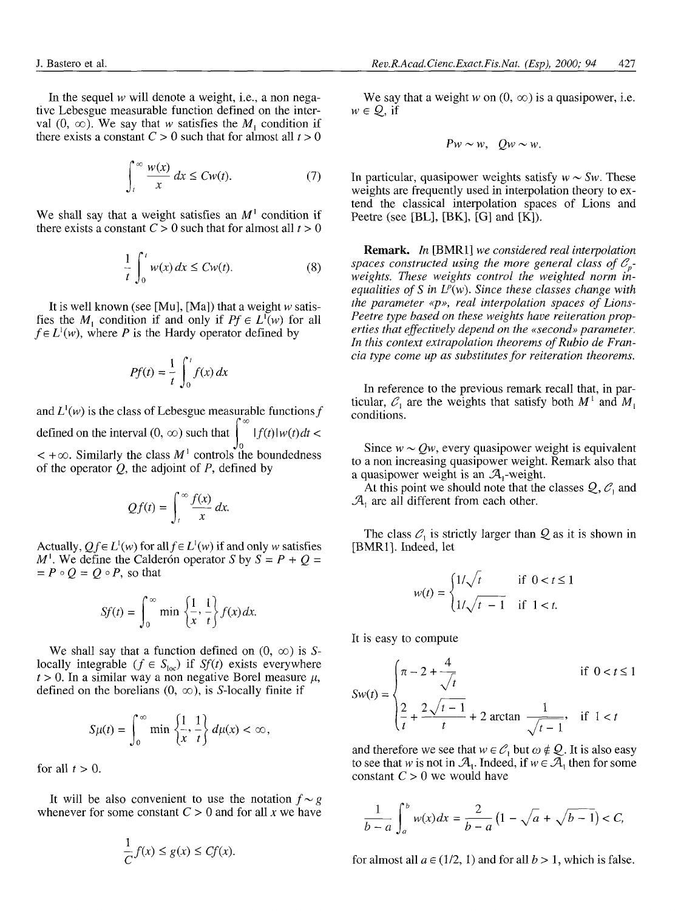In the sequel $w$ will denote a weight, i.e., a non negative Lebesgue measurable function defined on the interval $(0, \infty)$. We say that $w$ satisfies the $M_1$ condition if there exists a constant $C > 0$ such that for almost all $t > 0$

$$\int_t^\infty \frac{w(x)}{x} dx \leq Cw(t). \tag{7}$$

We shall say that a weight satisfies an $M^1$ condition if there exists a constant $C > 0$ such that for almost all $t > 0$

$$\frac{1}{t}\int_0^t w(x)\, dx \leq Cw(t). \tag{8}$$

It is well known (see [Mu], [Ma]) that a weight $w$ satisfies the $M_1$ condition if and only if $Pf \in L^1(w)$ for all $f \in L^1(w)$, where $P$ is the Hardy operator defined by

$$Pf(t) = \frac{1}{t}\int_0^t f(x)\, dx$$

and $L^1(w)$ is the class of Lebesgue measurable functions $f$ defined on the interval $(0, \infty)$ such that $\int_0^\infty |f(t)|w(t)dt < +\infty$. Similarly the class $M^1$ controls the boundedness of the operator $Q$, the adjoint of $P$, defined by

$$Qf(t) = \int_t^\infty \frac{f(x)}{x} dx.$$

Actually, $Qf \in L^1(w)$ for all $f \in L^1(w)$ if and only $w$ satisfies $M^1$. We define the Calderón operator $S$ by $S = P + Q = P \circ Q = Q \circ P$, so that

$$Sf(t) = \int_0^\infty \min\left\{\frac{1}{x}, \frac{1}{t}\right\} f(x) dx.$$

We shall say that a function defined on $(0, \infty)$ is $S$-locally integrable ($f \in S_{loc}$) if $Sf(t)$ exists everywhere $t > 0$. In a similar way a non negative Borel measure $\mu$, defined on the borelians $(0, \infty)$, is $S$-locally finite if

$$S\mu(t) = \int_0^\infty \min\left\{\frac{1}{x}, \frac{1}{t}\right\} d\mu(x) < \infty,$$

for all $t > 0$.

It will be also convenient to use the notation $f \sim g$ whenever for some constant $C > 0$ and for all $x$ we have

$$\frac{1}{C}f(x) \leq g(x) \leq Cf(x).$$

We say that a weight $w$ on $(0, \infty)$ is a quasipower, i.e. $w \in \mathcal{Q}$, if

$$Pw \sim w, \quad Qw \sim w.$$

In particular, quasipower weights satisfy $w \sim Sw$. These weights are frequently used in interpolation theory to extend the classical interpolation spaces of Lions and Peetre (see [BL], [BK], [G] and [K]).

**Remark.** *In* [BMR1] *we considered real interpolation spaces constructed using the more general class of $\mathcal{C}_p$-weights. These weights control the weighted norm inequalities of $S$ in $L^p(w)$. Since these classes change with the parameter «p», real interpolation spaces of Lions-Peetre type based on these weights have reiteration properties that effectively depend on the «second» parameter. In this context extrapolation theorems of Rubio de Francia type come up as substitutes for reiteration theorems.*

In reference to the previous remark recall that, in particular, $\mathcal{C}_1$ are the weights that satisfy both $M^1$ and $M_1$ conditions.

Since $w \sim Qw$, every quasipower weight is equivalent to a non increasing quasipower weight. Remark also that a quasipower weight is an $\mathcal{A}_1$-weight.

At this point we should note that the classes $\mathcal{Q}$, $\mathcal{C}_1$ and $\mathcal{A}_1$ are all different from each other.

The class $\mathcal{C}_1$ is strictly larger than $\mathcal{Q}$ as it is shown in [BMR1]. Indeed, let

$$w(t) = \begin{cases} 1/\sqrt{t} & \text{if } 0 < t \leq 1 \\ 1/\sqrt{t-1} & \text{if } 1 < t. \end{cases}$$

It is easy to compute

$$Sw(t) = \begin{cases} \pi - 2 + \dfrac{4}{\sqrt{t}} & \text{if } 0 < t \leq 1 \\ \dfrac{2}{t} + \dfrac{2\sqrt{t-1}}{t} + 2\arctan\dfrac{1}{\sqrt{t-1}}, & \text{if } 1 < t \end{cases}$$

and therefore we see that $w \in \mathcal{C}_1$ but $\omega \notin \mathcal{Q}$. It is also easy to see that $w$ is not in $\mathcal{A}_1$. Indeed, if $w \in \mathcal{A}_1$ then for some constant $C > 0$ we would have

$$\frac{1}{b-a}\int_a^b w(x)dx = \frac{2}{b-a}\left(1 - \sqrt{a} + \sqrt{b-1}\right) < C,$$

for almost all $a \in (1/2, 1)$ and for all $b > 1$, which is false.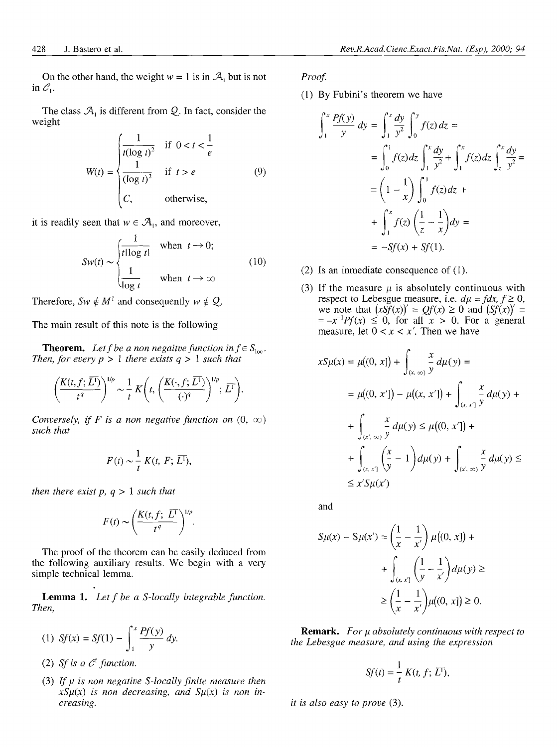On the other hand, the weight $w = 1$ is in $\mathcal{A}_1$ but is not in $\mathcal{C}_1$.

The class $\mathcal{A}_1$ is different from $\mathcal{Q}$. In fact, consider the weight

$$W(t) = \begin{cases} \dfrac{1}{t(\log t)^2} & \text{if } 0 < t < \dfrac{1}{e} \\ \dfrac{1}{(\log t)^2} & \text{if } t > e \\ C, & \text{otherwise,} \end{cases} \tag{9}$$

it is readily seen that $w \in \mathcal{A}_1$, and moreover,

$$Sw(t) \sim \begin{cases} \dfrac{1}{t|\log t|} & \text{when } t \to 0; \\ \dfrac{1}{\log t} & \text{when } t \to \infty \end{cases} \tag{10}$$

Therefore, $Sw \notin M^1$ and consequently $w \notin \mathcal{Q}$.

The main result of this note is the following

**Theorem.** *Let $f$ be a non negaitve function in $f \in S_{\text{loc}}$. Then, for every $p > 1$ there exists $q > 1$ such that*

$$\left(\frac{K(t, f; \overline{L^1})}{t^q}\right)^{1/p} \sim \frac{1}{t} K\left(t, \left(\frac{K(\cdot, f; \overline{L^1})}{(\cdot)^q}\right)^{1/p}; \overline{L^1}\right).$$

*Conversely, if $F$ is a non negative function on $(0, \infty)$ such that*

$$F(t) \sim \frac{1}{t} K(t, F; \overline{L^1}),$$

*then there exist $p, q > 1$ such that*

$$F(t) \sim \left(\frac{K(t, f; \overline{L^1})}{t^q}\right)^{1/p}.$$

The proof of the theorem can be easily deduced from the following auxiliary results. We begin with a very simple technical lemma.

**Lemma 1.** *Let $f$ be a S-locally integrable function. Then,*

(1) $Sf(x) = Sf(1) - \displaystyle\int_1^x \frac{Pf(y)}{y}\, dy.$

(2) *$Sf$ is a $\mathcal{C}^1$ function.*

(3) *If $\mu$ is non negative S-locally finite measure then $xS\mu(x)$ is non decreasing, and $S\mu(x)$ is non increasing.*

*Proof.*

(1) By Fubini's theorem we have

$$\int_1^x \frac{Pf(y)}{y}\, dy = \int_1^x \frac{dy}{y^2} \int_0^y f(z)\, dz =$$

$$= \int_0^1 f(z) dz \int_1^x \frac{dy}{y^2} + \int_1^x f(z) dz \int_z^x \frac{dy}{y^2} =$$

$$= \left(1 - \frac{1}{x}\right) \int_0^1 f(z) dz +$$

$$+ \int_1^x f(z) \left(\frac{1}{z} - \frac{1}{x}\right) dy =$$

$$= -Sf(x) + Sf(1).$$

(2) Is an inmediate consequence of (1).

(3) If the measure $\mu$ is absolutely continuous with respect to Lebesgue measure, i.e. $d\mu = f dx$, $f \geq 0$, we note that $(xSf(x))' = Qf(x) \geq 0$ and $(Sf(x))' = -x^{-1}Pf(x) \leq 0$, for all $x > 0$. For a general measure, let $0 < x < x'$. Then we have

$$xS\mu(x) = \mu((0, x]) + \int_{(x, \infty)} \frac{x}{y}\, d\mu(y) =$$

$$= \mu((0, x']) - \mu((x, x']) + \int_{(x, x']} \frac{x}{y}\, d\mu(y) +$$

$$+ \int_{(x', \infty)} \frac{x}{y}\, d\mu(y) \leq \mu((0, x']) +$$

$$+ \int_{(x, x']} \left(\frac{x}{y} - 1\right) d\mu(y) + \int_{(x', \infty)} \frac{x}{y}\, d\mu(y) \leq$$

$$\leq x' S\mu(x')$$

and

$$S\mu(x) - S\mu(x') = \left(\frac{1}{x} - \frac{1}{x'}\right) \mu((0, x]) +$$

$$+ \int_{(x, x']} \left(\frac{1}{y} - \frac{1}{x'}\right) d\mu(y) \geq$$

$$\geq \left(\frac{1}{x} - \frac{1}{x'}\right) \mu((0, x]) \geq 0.$$

**Remark.** *For $\mu$ absolutely continuous with respect to the Lebesgue measure, and using the expression*

$$Sf(t) = \frac{1}{t} K(t, f; \overline{L^1}),$$

*it is also easy to prove* (3).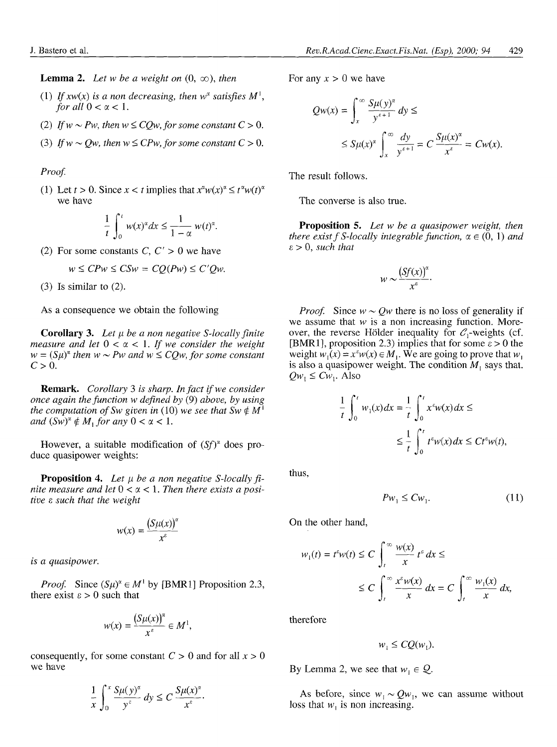**Lemma 2.** *Let $w$ be a weight on $(0, \infty)$, then*

(1) *If $xw(x)$ is a non decreasing, then $w^\alpha$ satisfies $M^1$, for all $0 < \alpha < 1$.*

(2) *If $w \sim Pw$, then $w \le CQw$, for some constant $C > 0$.*

(3) *If $w \sim Qw$, then $w \le CPw$, for some constant $C > 0$.*

*Proof.*

(1) Let $t > 0$. Since $x < t$ implies that $x^\alpha w(x)^\alpha \le t^\alpha w(t)^\alpha$ we have

$$\frac{1}{t}\int_0^t w(x)^\alpha dx \le \frac{1}{1-\alpha} w(t)^\alpha.$$

(2) For some constants $C, C' > 0$ we have

$$w \le CPw \le CSw = CQ(Pw) \le C'Qw.$$

(3) Is similar to (2).

As a consequence we obtain the following

**Corollary 3.** *Let $\mu$ be a non negative S-locally finite measure and let $0 < \alpha < 1$. If we consider the weight $w = (S\mu)^\alpha$ then $w \sim Pw$ and $w \le CQw$, for some constant $C > 0$.*

**Remark.** *Corollary 3 is sharp. In fact if we consider once again the function $w$ defined by (9) above, by using the computation of $Sw$ given in (10) we see that $Sw \notin M^1$ and $(Sw)^\alpha \notin M_1$ for any $0 < \alpha < 1$.*

However, a suitable modification of $(Sf)^\alpha$ does produce quasipower weights:

**Proposition 4.** *Let $\mu$ be a non negative S-locally finite measure and let $0 < \alpha < 1$. Then there exists a positive $\varepsilon$ such that the weight*

$$w(x) = \frac{(S\mu(x))^\alpha}{x^\varepsilon}$$

*is a quasipower.*

*Proof.* Since $(S\mu)^\alpha \in M^1$ by [BMR1] Proposition 2.3, there exist $\varepsilon > 0$ such that

$$w(x) = \frac{(S\mu(x))^\alpha}{x^\varepsilon} \in M^1,$$

consequently, for some constant $C > 0$ and for all $x > 0$ we have

$$\frac{1}{x}\int_0^x \frac{S\mu(y)^\alpha}{y^\varepsilon} dy \le C\frac{S\mu(x)^\alpha}{x^\varepsilon}.$$

For any $x > 0$ we have

$$Qw(x) = \int_x^\infty \frac{S\mu(y)^\alpha}{y^{\varepsilon+1}} dy \le$$

$$\le S\mu(x)^\alpha \int_x^\infty \frac{dy}{y^{\varepsilon+1}} = C\frac{S\mu(x)^\alpha}{x^\varepsilon} = Cw(x).$$

The result follows.

The converse is also true.

**Proposition 5.** *Let $w$ be a quasipower weight, then there exist $f$ S-locally integrable function, $\alpha \in (0, 1)$ and $\varepsilon > 0$, such that*

$$w \sim \frac{(Sf(x))^\alpha}{x^\varepsilon}.$$

*Proof.* Since $w \sim Qw$ there is no loss of generality if we assume that $w$ is a non increasing function. Moreover, the reverse Hölder inequality for $\mathcal{C}_1$-weights (cf. [BMR1], proposition 2.3) implies that for some $\varepsilon > 0$ the weight $w_1(x) = x^\varepsilon w(x) \in M_1$. We are going to prove that $w_1$ is also a quasipower weight. The condition $M_1$ says that. $Qw_1 \le Cw_1$. Also

$$\frac{1}{t}\int_0^t w_1(x)dx = \frac{1}{t}\int_0^t x^\varepsilon w(x)dx \le$$

$$\le \frac{1}{t}\int_0^t t^\varepsilon w(x)dx \le Ct^\varepsilon w(t),$$

thus,

$$Pw_1 \le Cw_1. \tag{11}$$

On the other hand,

$$w_1(t) = t^\varepsilon w(t) \le C\int_t^\infty \frac{w(x)}{x} t^\varepsilon dx \le$$

$$\le C\int_t^\infty \frac{x^\varepsilon w(x)}{x} dx = C\int_t^\infty \frac{w_1(x)}{x} dx,$$

therefore

$$w_1 \le CQ(w_1).$$

By Lemma 2, we see that $w_1 \in \mathcal{Q}$.

As before, since $w_1 \sim Qw_1$, we can assume without loss that $w_1$ is non increasing.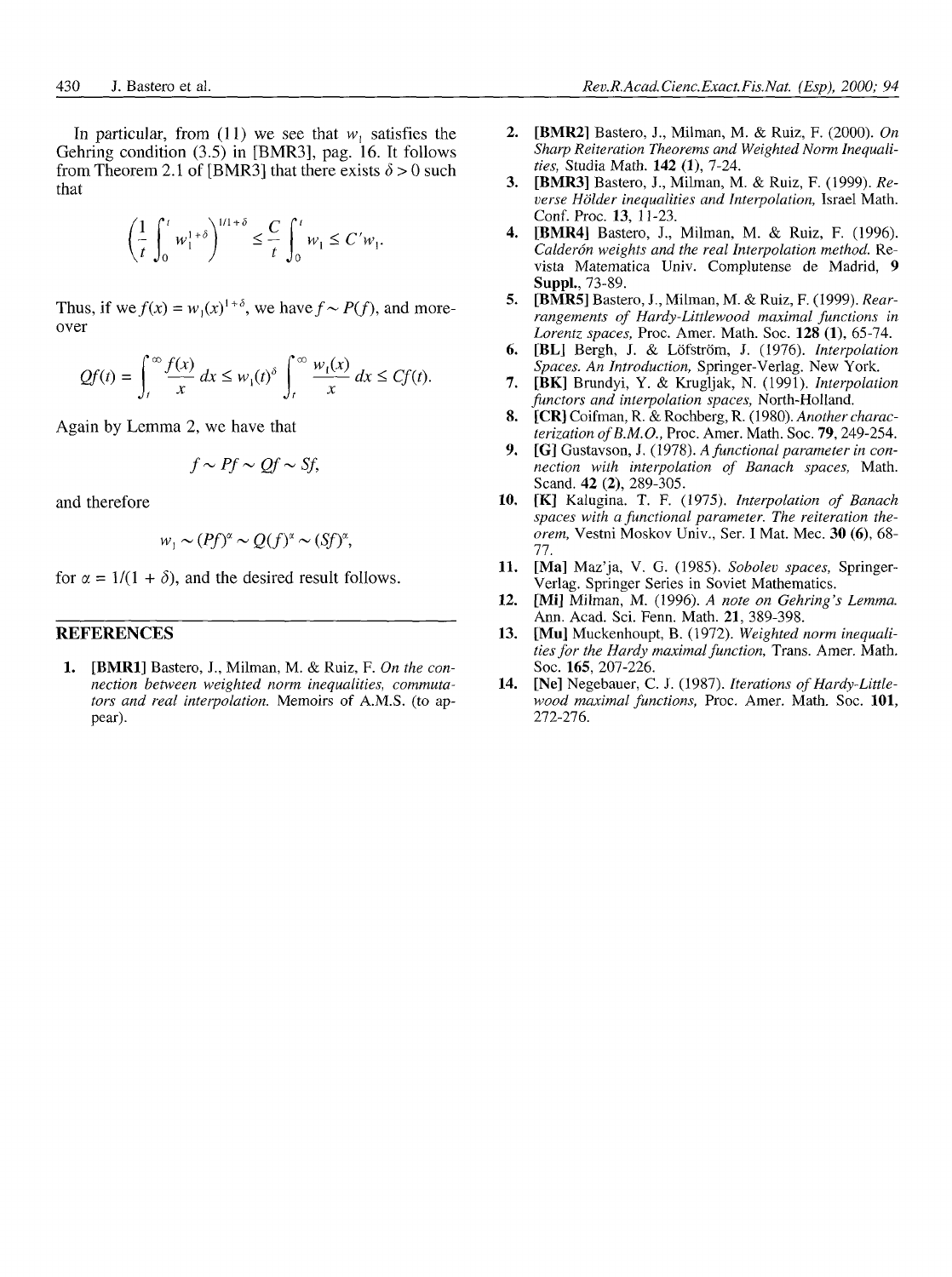In particular, from (11) we see that $w_1$ satisfies the Gehring condition (3.5) in [BMR3], pag. 16. It follows from Theorem 2.1 of [BMR3] that there exists $\delta > 0$ such that

$$\left(\frac{1}{t}\int_0^t w_1^{1+\delta}\right)^{1/1+\delta} \leq \frac{C}{t}\int_0^t w_1 \leq C'w_1.$$

Thus, if we $f(x) = w_1(x)^{1+\delta}$, we have $f \sim P(f)$, and moreover

$$Qf(t) = \int_t^\infty \frac{f(x)}{x}\,dx \leq w_1(t)^\delta \int_t^\infty \frac{w_1(x)}{x}\,dx \leq Cf(t).$$

Again by Lemma 2, we have that

$$f \sim Pf \sim Qf \sim Sf,$$

and therefore

$$w_1 \sim (Pf)^\alpha \sim Q(f)^\alpha \sim (Sf)^\alpha,$$

for $\alpha = 1/(1+\delta)$, and the desired result follows.

## REFERENCES

1. **[BMR1]** Bastero, J., Milman, M. & Ruiz, F. *On the connection between weighted norm inequalities, commutators and real interpolation.* Memoirs of A.M.S. (to appear).
2. **[BMR2]** Bastero, J., Milman, M. & Ruiz, F. (2000). *On Sharp Reiteration Theorems and Weighted Norm Inequalities,* Studia Math. **142 (1)**, 7-24.
3. **[BMR3]** Bastero, J., Milman, M. & Ruiz, F. (1999). *Reverse Hölder inequalities and Interpolation,* Israel Math. Conf. Proc. **13**, 11-23.
4. **[BMR4]** Bastero, J., Milman, M. & Ruiz, F. (1996). *Calderón weights and the real Interpolation method.* Revista Matematica Univ. Complutense de Madrid, **9 Suppl.**, 73-89.
5. **[BMR5]** Bastero, J., Milman, M. & Ruiz, F. (1999). *Rearrangements of Hardy-Littlewood maximal functions in Lorentz spaces,* Proc. Amer. Math. Soc. **128 (1)**, 65-74.
6. **[BL]** Bergh, J. & Löfström, J. (1976). *Interpolation Spaces. An Introduction,* Springer-Verlag. New York.
7. **[BK]** Brundyi, Y. & Krugljak, N. (1991). *Interpolation functors and interpolation spaces,* North-Holland.
8. **[CR]** Coifman, R. & Rochberg, R. (1980). *Another characterization of B.M.O.,* Proc. Amer. Math. Soc. **79**, 249-254.
9. **[G]** Gustavson, J. (1978). *A functional parameter in connection with interpolation of Banach spaces,* Math. Scand. **42 (2)**, 289-305.
10. **[K]** Kalugina. T. F. (1975). *Interpolation of Banach spaces with a functional parameter. The reiteration theorem,* Vestni Moskov Univ., Ser. I Mat. Mec. **30 (6)**, 68-77.
11. **[Ma]** Maz'ja, V. G. (1985). *Sobolev spaces,* Springer-Verlag. Springer Series in Soviet Mathematics.
12. **[Mi]** Milman, M. (1996). *A note on Gehring's Lemma.* Ann. Acad. Sci. Fenn. Math. **21**, 389-398.
13. **[Mu]** Muckenhoupt, B. (1972). *Weighted norm inequalities for the Hardy maximal function,* Trans. Amer. Math. Soc. **165**, 207-226.
14. **[Ne]** Negebauer, C. J. (1987). *Iterations of Hardy-Littlewood maximal functions,* Proc. Amer. Math. Soc. **101**, 272-276.